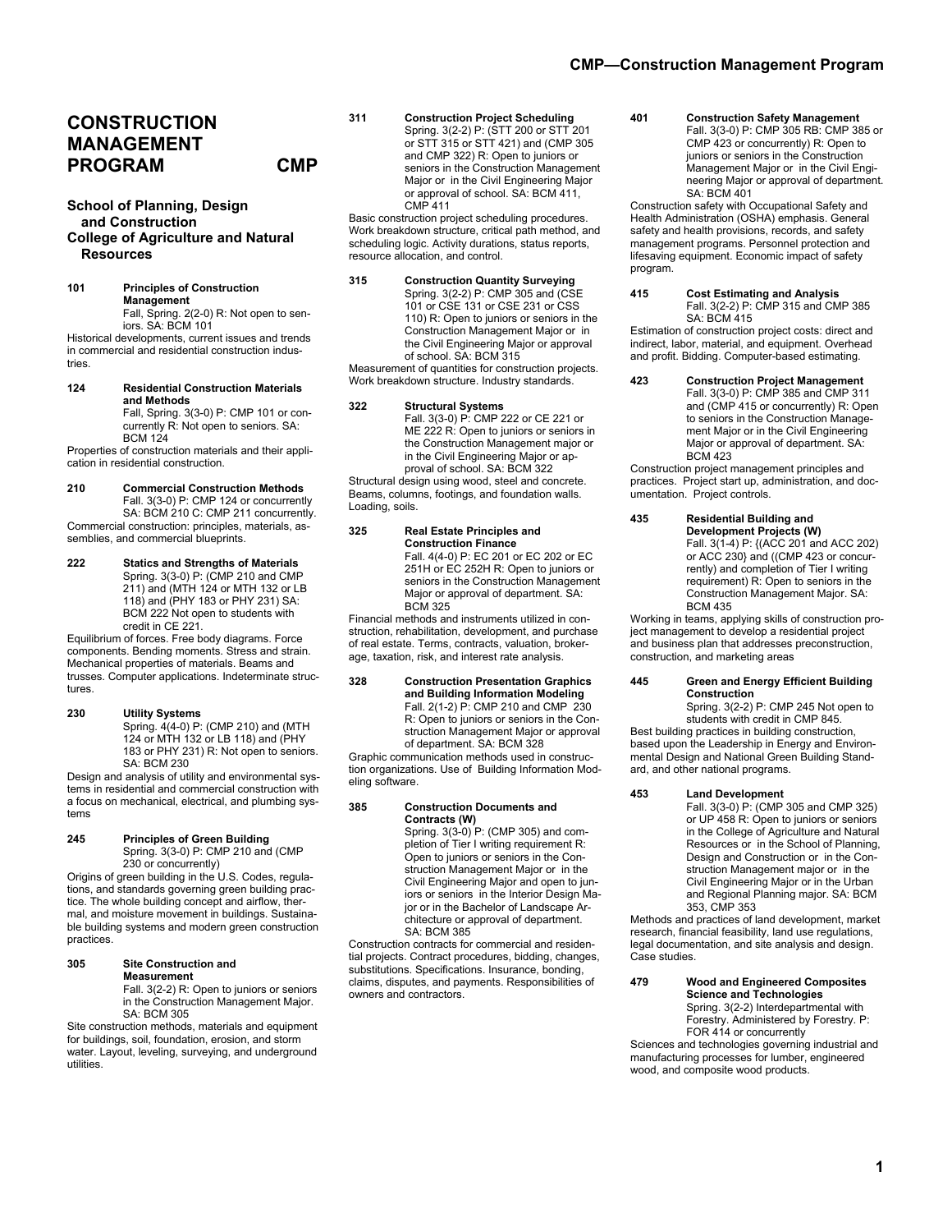# CONSTRUCTION MANAGEMENT PROGRAM CMP

## School of Planning, Design and Construction
## College of Agriculture and Natural Resources

**101 Principles of Construction Management**
Fall, Spring. 2(2-0) R: Not open to seniors. SA: BCM 101
Historical developments, current issues and trends in commercial and residential construction industries.

**124 Residential Construction Materials and Methods**
Fall, Spring. 3(3-0) P: CMP 101 or concurrently R: Not open to seniors. SA: BCM 124
Properties of construction materials and their application in residential construction.

**210 Commercial Construction Methods**
Fall. 3(3-0) P: CMP 124 or concurrently SA: BCM 210 C: CMP 211 concurrently.
Commercial construction: principles, materials, assemblies, and commercial blueprints.

**222 Statics and Strengths of Materials**
Spring. 3(3-0) P: (CMP 210 and CMP 211) and (MTH 124 or MTH 132 or LB 118) and (PHY 183 or PHY 231) SA: BCM 222 Not open to students with credit in CE 221.
Equilibrium of forces. Free body diagrams. Force components. Bending moments. Stress and strain. Mechanical properties of materials. Beams and trusses. Computer applications. Indeterminate structures.

**230 Utility Systems**
Spring. 4(4-0) P: (CMP 210) and (MTH 124 or MTH 132 or LB 118) and (PHY 183 or PHY 231) R: Not open to seniors. SA: BCM 230
Design and analysis of utility and environmental systems in residential and commercial construction with a focus on mechanical, electrical, and plumbing systems

**245 Principles of Green Building**
Spring. 3(3-0) P: CMP 210 and (CMP 230 or concurrently)
Origins of green building in the U.S. Codes, regulations, and standards governing green building practice. The whole building concept and airflow, thermal, and moisture movement in buildings. Sustainable building systems and modern green construction practices.

**305 Site Construction and Measurement**
Fall. 3(2-2) R: Open to juniors or seniors in the Construction Management Major. SA: BCM 305
Site construction methods, materials and equipment for buildings, soil, foundation, erosion, and storm water. Layout, leveling, surveying, and underground utilities.

**311 Construction Project Scheduling**
Spring. 3(2-2) P: (STT 200 or STT 201 or STT 315 or STT 421) and (CMP 305 and CMP 322) R: Open to juniors or seniors in the Construction Management Major or in the Civil Engineering Major or approval of school. SA: BCM 411, CMP 411
Basic construction project scheduling procedures. Work breakdown structure, critical path method, and scheduling logic. Activity durations, status reports, resource allocation, and control.

**315 Construction Quantity Surveying**
Spring. 3(2-2) P: CMP 305 and (CSE 101 or CSE 131 or CSE 231 or CSS 110) R: Open to juniors or seniors in the Construction Management Major or in the Civil Engineering Major or approval of school. SA: BCM 315
Measurement of quantities for construction projects. Work breakdown structure. Industry standards.

**322 Structural Systems**
Fall. 3(3-0) P: CMP 222 or CE 221 or ME 222 R: Open to juniors or seniors in the Construction Management major or in the Civil Engineering Major or approval of school. SA: BCM 322
Structural design using wood, steel and concrete. Beams, columns, footings, and foundation walls. Loading, soils.

**325 Real Estate Principles and Construction Finance**
Fall. 4(4-0) P: EC 201 or EC 202 or EC 251H or EC 252H R: Open to juniors or seniors in the Construction Management Major or approval of department. SA: BCM 325
Financial methods and instruments utilized in construction, rehabilitation, development, and purchase of real estate. Terms, contracts, valuation, brokerage, taxation, risk, and interest rate analysis.

**328 Construction Presentation Graphics and Building Information Modeling**
Fall. 2(1-2) P: CMP 210 and CMP 230 R: Open to juniors or seniors in the Construction Management Major or approval of department. SA: BCM 328
Graphic communication methods used in construction organizations. Use of Building Information Modeling software.

**385 Construction Documents and Contracts (W)**
Spring. 3(3-0) P: (CMP 305) and completion of Tier I writing requirement R: Open to juniors or seniors in the Construction Management Major or in the Civil Engineering Major and open to juniors or seniors in the Interior Design Major or in the Bachelor of Landscape Architecture or approval of department. SA: BCM 385
Construction contracts for commercial and residential projects. Contract procedures, bidding, changes, substitutions. Specifications. Insurance, bonding, claims, disputes, and payments. Responsibilities of owners and contractors.

**401 Construction Safety Management**
Fall. 3(3-0) P: CMP 305 RB: CMP 385 or CMP 423 or concurrently) R: Open to juniors or seniors in the Construction Management Major or in the Civil Engineering Major or approval of department. SA: BCM 401
Construction safety with Occupational Safety and Health Administration (OSHA) emphasis. General safety and health provisions, records, and safety management programs. Personnel protection and lifesaving equipment. Economic impact of safety program.

**415 Cost Estimating and Analysis**
Fall. 3(2-2) P: CMP 315 and CMP 385 SA: BCM 415
Estimation of construction project costs: direct and indirect, labor, material, and equipment. Overhead and profit. Bidding. Computer-based estimating.

**423 Construction Project Management**
Fall. 3(3-0) P: CMP 385 and CMP 311 and (CMP 415 or concurrently) R: Open to seniors in the Construction Management Major or in the Civil Engineering Major or approval of department. SA: BCM 423
Construction project management principles and practices. Project start up, administration, and documentation. Project controls.

**435 Residential Building and Development Projects (W)**
Fall. 3(1-4) P: {(ACC 201 and ACC 202) or ACC 230} and ((CMP 423 or concurrently) and completion of Tier I writing requirement) R: Open to seniors in the Construction Management Major. SA: BCM 435
Working in teams, applying skills of construction project management to develop a residential project and business plan that addresses preconstruction, construction, and marketing areas

**445 Green and Energy Efficient Building Construction**
Spring. 3(2-2) P: CMP 245 Not open to students with credit in CMP 845.
Best building practices in building construction, based upon the Leadership in Energy and Environmental Design and National Green Building Standard, and other national programs.

**453 Land Development**
Fall. 3(3-0) P: (CMP 305 and CMP 325) or UP 458 R: Open to juniors or seniors in the College of Agriculture and Natural Resources or in the School of Planning, Design and Construction or in the Construction Management major or in the Civil Engineering Major or in the Urban and Regional Planning major. SA: BCM 353, CMP 353
Methods and practices of land development, market research, financial feasibility, land use regulations, legal documentation, and site analysis and design. Case studies.

**479 Wood and Engineered Composites Science and Technologies**
Spring. 3(2-2) Interdepartmental with Forestry. Administered by Forestry. P: FOR 414 or concurrently
Sciences and technologies governing industrial and manufacturing processes for lumber, engineered wood, and composite wood products.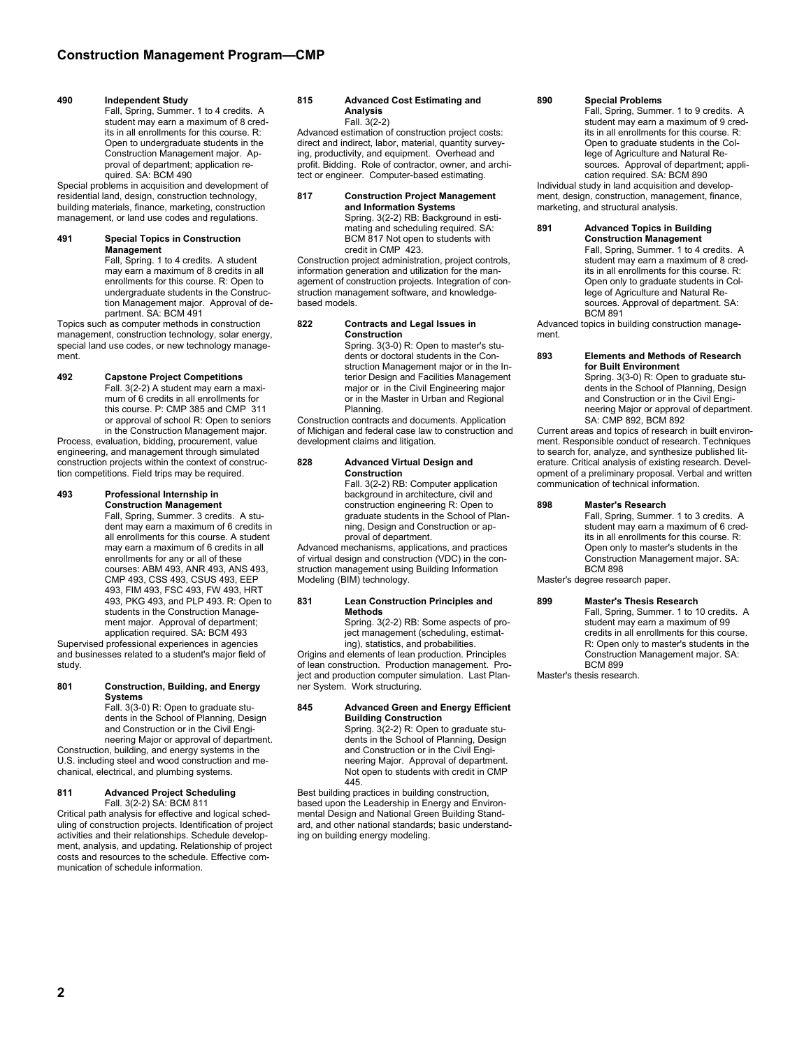## Construction Management Program—CMP

**490 Independent Study**
Fall, Spring, Summer. 1 to 4 credits. A student may earn a maximum of 8 credits in all enrollments for this course. R: Open to undergraduate students in the Construction Management major. Approval of department; application required. SA: BCM 490

Special problems in acquisition and development of residential land, design, construction technology, building materials, finance, marketing, construction management, or land use codes and regulations.

**491 Special Topics in Construction Management**
Fall, Spring. 1 to 4 credits. A student may earn a maximum of 8 credits in all enrollments for this course. R: Open to undergraduate students in the Construction Management major. Approval of department. SA: BCM 491

Topics such as computer methods in construction management, construction technology, solar energy, special land use codes, or new technology management.

**492 Capstone Project Competitions**
Fall. 3(2-2) A student may earn a maximum of 6 credits in all enrollments for this course. P: CMP 385 and CMP 311 or approval of school R: Open to seniors in the Construction Management major.

Process, evaluation, bidding, procurement, value engineering, and management through simulated construction projects within the context of construction competitions. Field trips may be required.

**493 Professional Internship in Construction Management**
Fall, Spring, Summer. 3 credits. A student may earn a maximum of 6 credits in all enrollments for this course. A student may earn a maximum of 6 credits in all enrollments for any or all of these courses: ABM 493, ANR 493, ANS 493, CMP 493, CSS 493, CSUS 493, EEP 493, FIM 493, FSC 493, FW 493, HRT 493, PKG 493, and PLP 493. R: Open to students in the Construction Management major. Approval of department; application required. SA: BCM 493

Supervised professional experiences in agencies and businesses related to a student's major field of study.

**801 Construction, Building, and Energy Systems**
Fall. 3(3-0) R: Open to graduate students in the School of Planning, Design and Construction or in the Civil Engineering Major or approval of department.

Construction, building, and energy systems in the U.S. including steel and wood construction and mechanical, electrical, and plumbing systems.

**811 Advanced Project Scheduling**
Fall. 3(2-2) SA: BCM 811

Critical path analysis for effective and logical scheduling of construction projects. Identification of project activities and their relationships. Schedule development, analysis, and updating. Relationship of project costs and resources to the schedule. Effective communication of schedule information.

**815 Advanced Cost Estimating and Analysis**
Fall. 3(2-2)

Advanced estimation of construction project costs: direct and indirect, labor, material, quantity surveying, productivity, and equipment. Overhead and profit. Bidding. Role of contractor, owner, and architect or engineer. Computer-based estimating.

**817 Construction Project Management and Information Systems**
Spring. 3(2-2) RB: Background in estimating and scheduling required. SA: BCM 817 Not open to students with credit in CMP 423.

Construction project administration, project controls, information generation and utilization for the management of construction projects. Integration of construction management software, and knowledge-based models.

**822 Contracts and Legal Issues in Construction**
Spring. 3(3-0) R: Open to master's students or doctoral students in the Construction Management major or in the Interior Design and Facilities Management major or in the Civil Engineering major or in the Master in Urban and Regional Planning.

Construction contracts and documents. Application of Michigan and federal case law to construction and development claims and litigation.

**828 Advanced Virtual Design and Construction**
Fall. 3(2-2) RB: Computer application background in architecture, civil and construction engineering R: Open to graduate students in the School of Planning, Design and Construction or approval of department.

Advanced mechanisms, applications, and practices of virtual design and construction (VDC) in the construction management using Building Information Modeling (BIM) technology.

**831 Lean Construction Principles and Methods**
Spring. 3(2-2) RB: Some aspects of project management (scheduling, estimating), statistics, and probabilities.

Origins and elements of lean production. Principles of lean construction. Production management. Project and production computer simulation. Last Planner System. Work structuring.

**845 Advanced Green and Energy Efficient Building Construction**
Spring. 3(2-2) R: Open to graduate students in the School of Planning, Design and Construction or in the Civil Engineering Major. Approval of department. Not open to students with credit in CMP 445.

Best building practices in building construction, based upon the Leadership in Energy and Environmental Design and National Green Building Standard, and other national standards; basic understanding on building energy modeling.

**890 Special Problems**
Fall, Spring, Summer. 1 to 9 credits. A student may earn a maximum of 9 credits in all enrollments for this course. R: Open to graduate students in the College of Agriculture and Natural Resources. Approval of department; application required. SA: BCM 890

Individual study in land acquisition and development, design, construction, management, finance, marketing, and structural analysis.

**891 Advanced Topics in Building Construction Management**
Fall, Spring, Summer. 1 to 4 credits. A student may earn a maximum of 8 credits in all enrollments for this course. R: Open only to graduate students in College of Agriculture and Natural Resources. Approval of department. SA: BCM 891

Advanced topics in building construction management.

**893 Elements and Methods of Research for Built Environment**
Spring. 3(3-0) R: Open to graduate students in the School of Planning, Design and Construction or in the Civil Engineering Major or approval of department. SA: CMP 892, BCM 892

Current areas and topics of research in built environment. Responsible conduct of research. Techniques to search for, analyze, and synthesize published literature. Critical analysis of existing research. Development of a preliminary proposal. Verbal and written communication of technical information.

**898 Master's Research**
Fall, Spring, Summer. 1 to 3 credits. A student may earn a maximum of 6 credits in all enrollments for this course. R: Open only to master's students in the Construction Management major. SA: BCM 898

Master's degree research paper.

**899 Master's Thesis Research**
Fall, Spring, Summer. 1 to 10 credits. A student may earn a maximum of 99 credits in all enrollments for this course. R: Open only to master's students in the Construction Management major. SA: BCM 899

Master's thesis research.